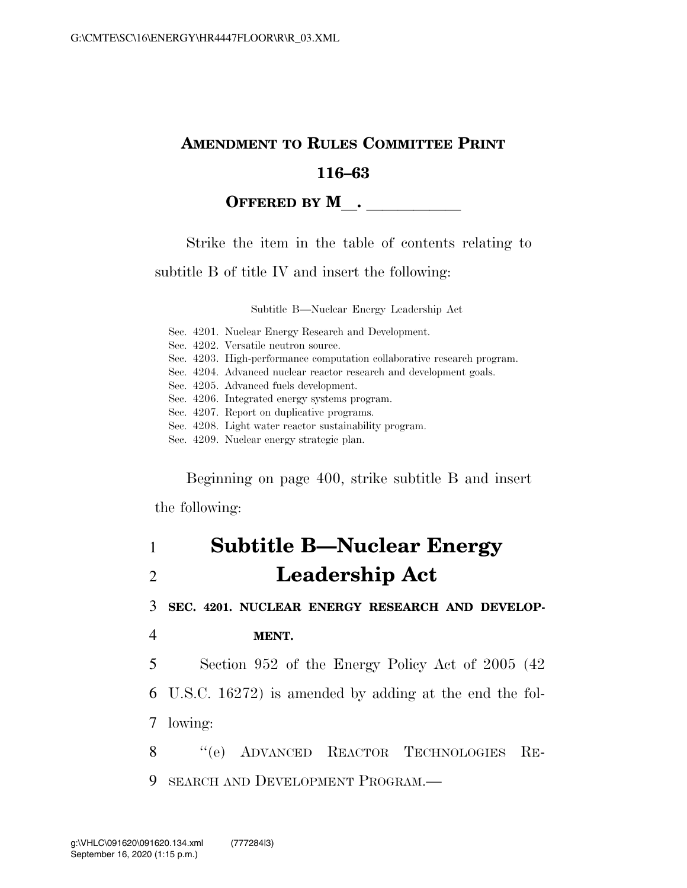**AMENDMENT TO RULES COMMITTEE PRINT**

**116–63**

**OFFERED BY M\_\_. \_\_\_\_\_\_\_\_\_\_\_\_**

Strike the item in the table of contents relating to subtitle B of title IV and insert the following:

Subtitle B—Nuclear Energy Leadership Act

Sec. 4201. Nuclear Energy Research and Development.
Sec. 4202. Versatile neutron source.
Sec. 4203. High-performance computation collaborative research program.
Sec. 4204. Advanced nuclear reactor research and development goals.
Sec. 4205. Advanced fuels development.
Sec. 4206. Integrated energy systems program.
Sec. 4207. Report on duplicative programs.
Sec. 4208. Light water reactor sustainability program.
Sec. 4209. Nuclear energy strategic plan.

Beginning on page 400, strike subtitle B and insert the following:

# Subtitle B—Nuclear Energy Leadership Act

**SEC. 4201. NUCLEAR ENERGY RESEARCH AND DEVELOPMENT.**

Section 952 of the Energy Policy Act of 2005 (42 U.S.C. 16272) is amended by adding at the end the following:

"(e) ADVANCED REACTOR TECHNOLOGIES RESEARCH AND DEVELOPMENT PROGRAM.—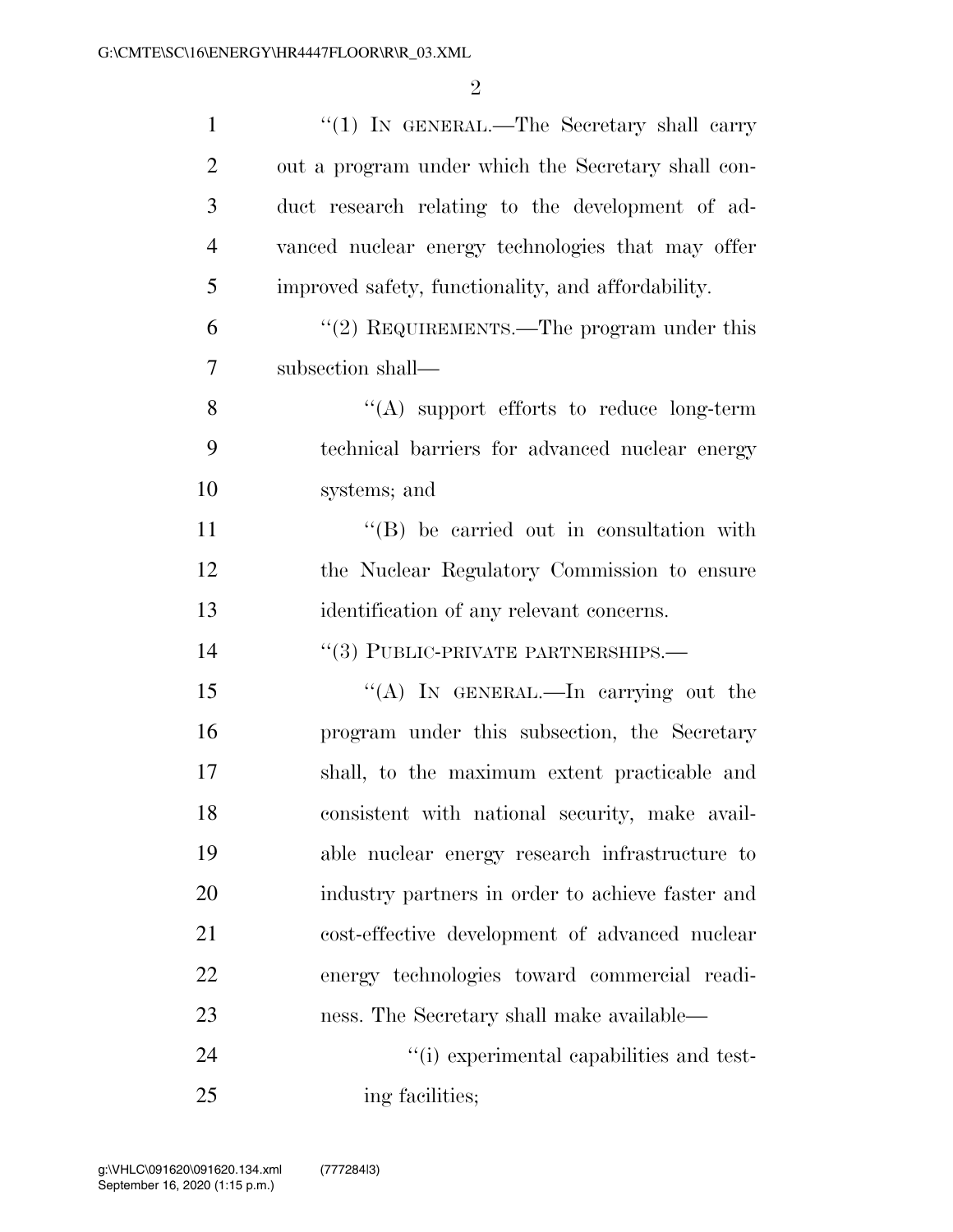"(1) IN GENERAL.—The Secretary shall carry out a program under which the Secretary shall conduct research relating to the development of advanced nuclear energy technologies that may offer improved safety, functionality, and affordability.

"(2) REQUIREMENTS.—The program under this subsection shall—

"(A) support efforts to reduce long-term technical barriers for advanced nuclear energy systems; and

"(B) be carried out in consultation with the Nuclear Regulatory Commission to ensure identification of any relevant concerns.

"(3) PUBLIC-PRIVATE PARTNERSHIPS.—

"(A) IN GENERAL.—In carrying out the program under this subsection, the Secretary shall, to the maximum extent practicable and consistent with national security, make available nuclear energy research infrastructure to industry partners in order to achieve faster and cost-effective development of advanced nuclear energy technologies toward commercial readiness. The Secretary shall make available—

"(i) experimental capabilities and testing facilities;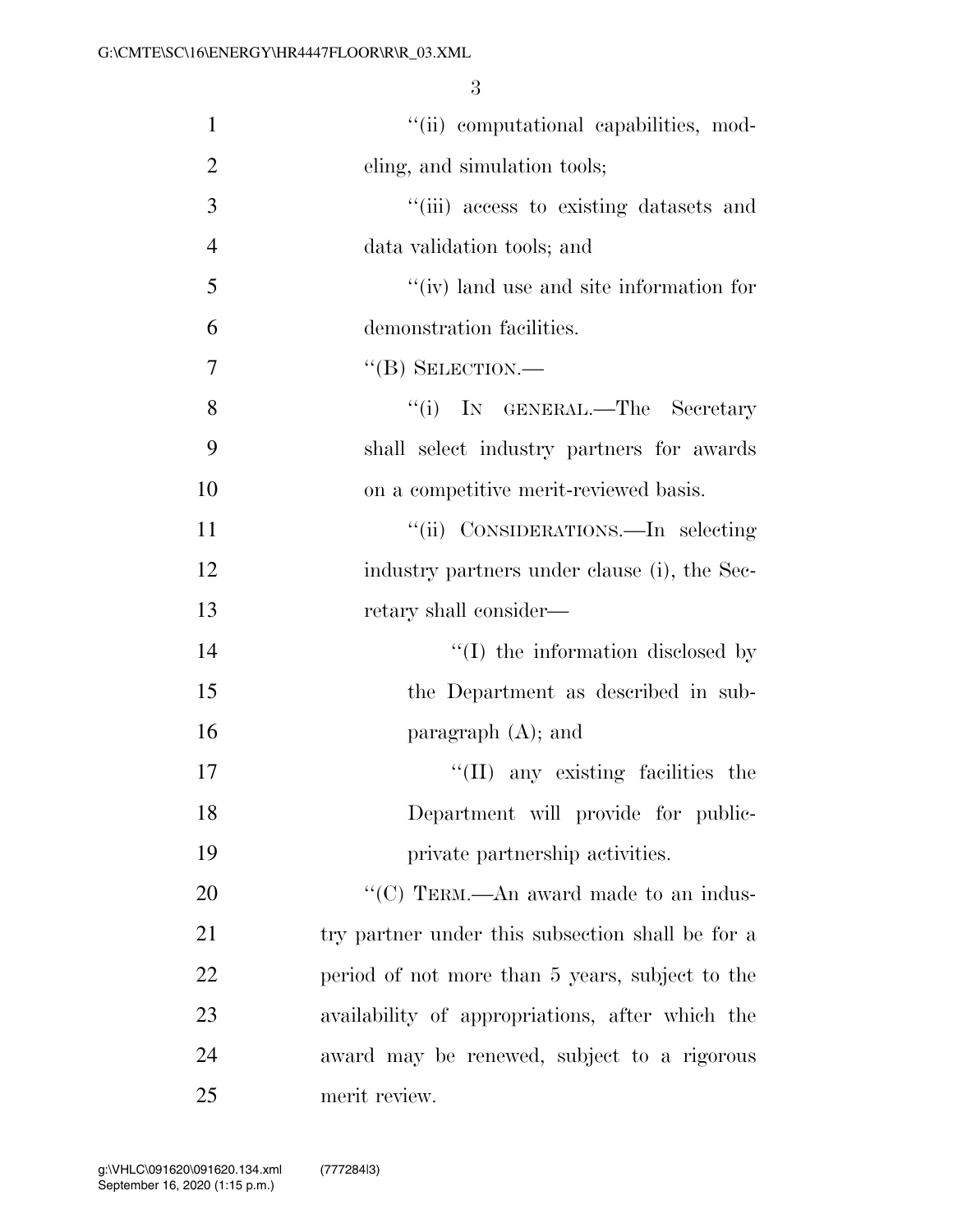"(ii) computational capabilities, modeling, and simulation tools;

"(iii) access to existing datasets and data validation tools; and

"(iv) land use and site information for demonstration facilities.

"(B) SELECTION.—

"(i) IN GENERAL.—The Secretary shall select industry partners for awards on a competitive merit-reviewed basis.

"(ii) CONSIDERATIONS.—In selecting industry partners under clause (i), the Secretary shall consider—

"(I) the information disclosed by the Department as described in subparagraph (A); and

"(II) any existing facilities the Department will provide for public-private partnership activities.

"(C) TERM.—An award made to an industry partner under this subsection shall be for a period of not more than 5 years, subject to the availability of appropriations, after which the award may be renewed, subject to a rigorous merit review.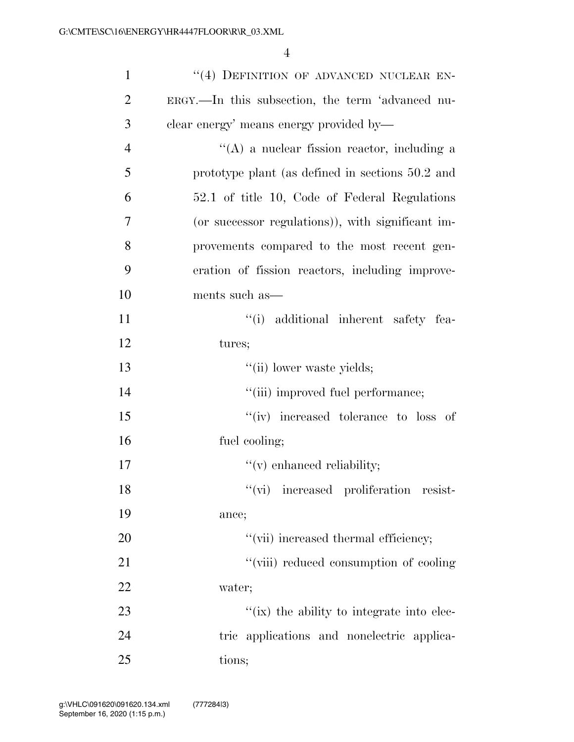"(4) DEFINITION OF ADVANCED NUCLEAR ENERGY.—In this subsection, the term 'advanced nuclear energy' means energy provided by—

"(A) a nuclear fission reactor, including a prototype plant (as defined in sections 50.2 and 52.1 of title 10, Code of Federal Regulations (or successor regulations)), with significant improvements compared to the most recent generation of fission reactors, including improvements such as—

"(i) additional inherent safety features;

"(ii) lower waste yields;

"(iii) improved fuel performance;

"(iv) increased tolerance to loss of fuel cooling;

"(v) enhanced reliability;

"(vi) increased proliferation resistance;

"(vii) increased thermal efficiency;

"(viii) reduced consumption of cooling water;

"(ix) the ability to integrate into electric applications and nonelectric applications;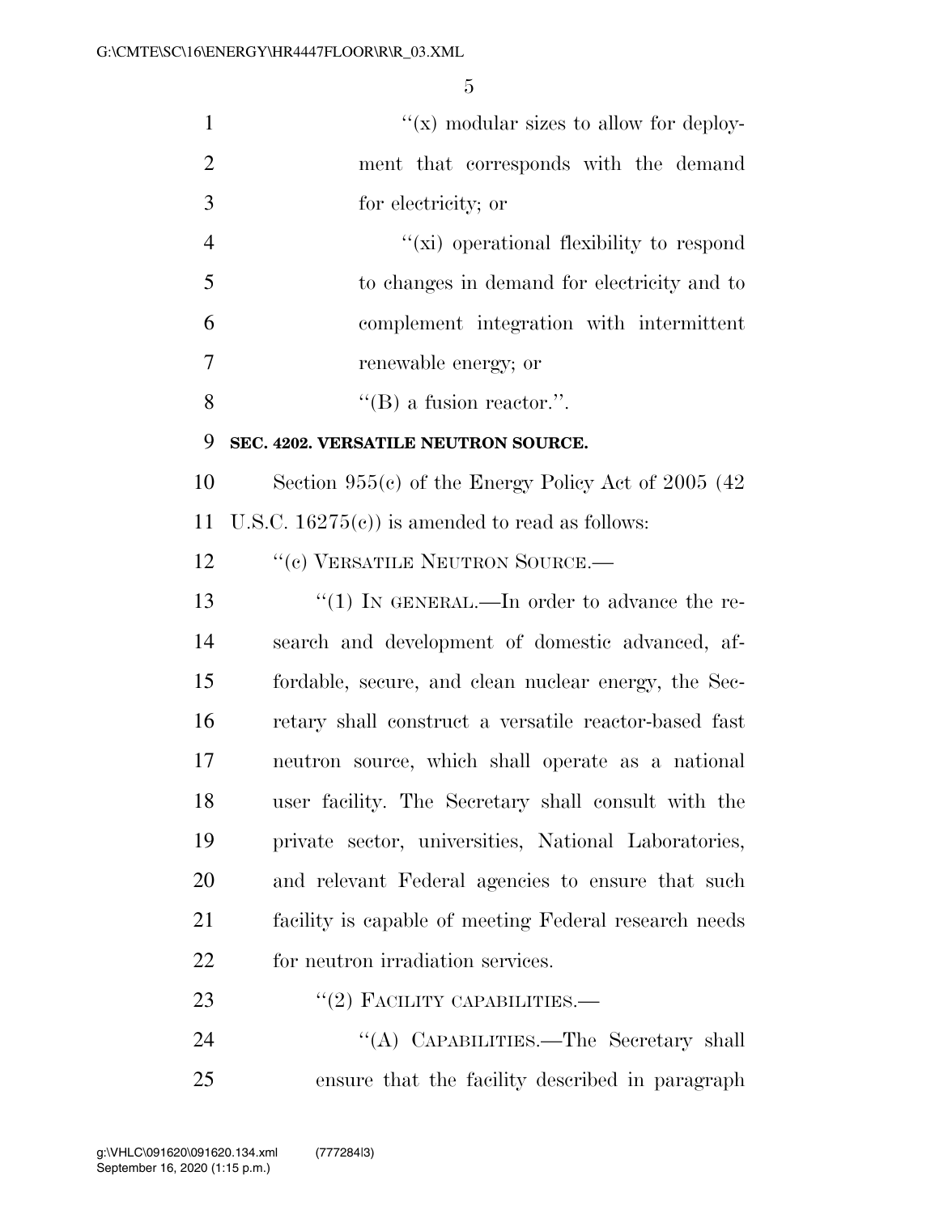''(x) modular sizes to allow for deployment that corresponds with the demand for electricity; or

''(xi) operational flexibility to respond to changes in demand for electricity and to complement integration with intermittent renewable energy; or

''(B) a fusion reactor.''.

**SEC. 4202. VERSATILE NEUTRON SOURCE.**

Section 955(c) of the Energy Policy Act of 2005 (42 U.S.C. 16275(c)) is amended to read as follows:

''(c) VERSATILE NEUTRON SOURCE.—

''(1) IN GENERAL.—In order to advance the research and development of domestic advanced, affordable, secure, and clean nuclear energy, the Secretary shall construct a versatile reactor-based fast neutron source, which shall operate as a national user facility. The Secretary shall consult with the private sector, universities, National Laboratories, and relevant Federal agencies to ensure that such facility is capable of meeting Federal research needs for neutron irradiation services.

''(2) FACILITY CAPABILITIES.—

''(A) CAPABILITIES.—The Secretary shall ensure that the facility described in paragraph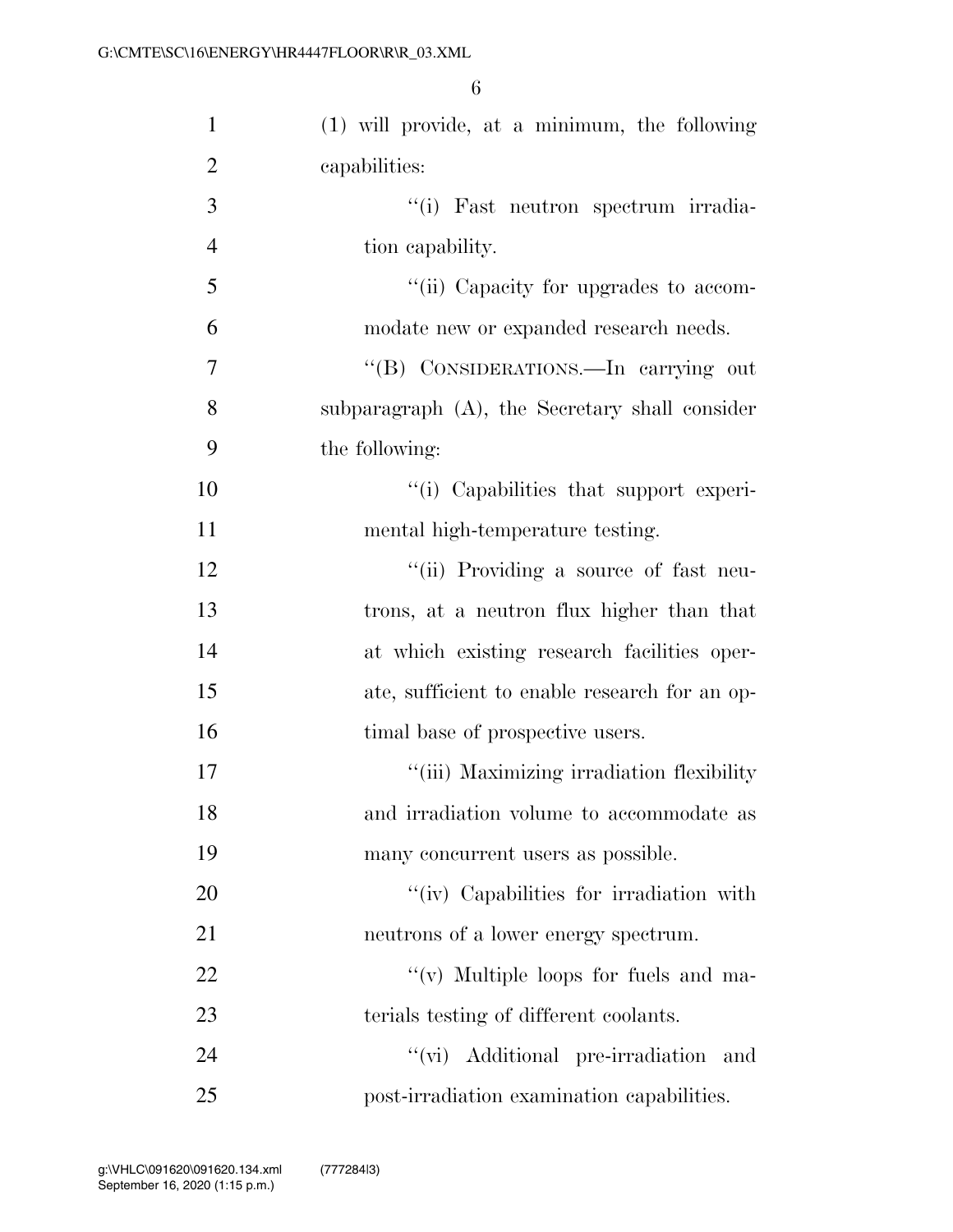(1) will provide, at a minimum, the following capabilities:

''(i) Fast neutron spectrum irradiation capability.

''(ii) Capacity for upgrades to accommodate new or expanded research needs.

''(B) CONSIDERATIONS.—In carrying out subparagraph (A), the Secretary shall consider the following:

''(i) Capabilities that support experimental high-temperature testing.

''(ii) Providing a source of fast neutrons, at a neutron flux higher than that at which existing research facilities operate, sufficient to enable research for an optimal base of prospective users.

''(iii) Maximizing irradiation flexibility and irradiation volume to accommodate as many concurrent users as possible.

''(iv) Capabilities for irradiation with neutrons of a lower energy spectrum.

''(v) Multiple loops for fuels and materials testing of different coolants.

''(vi) Additional pre-irradiation and post-irradiation examination capabilities.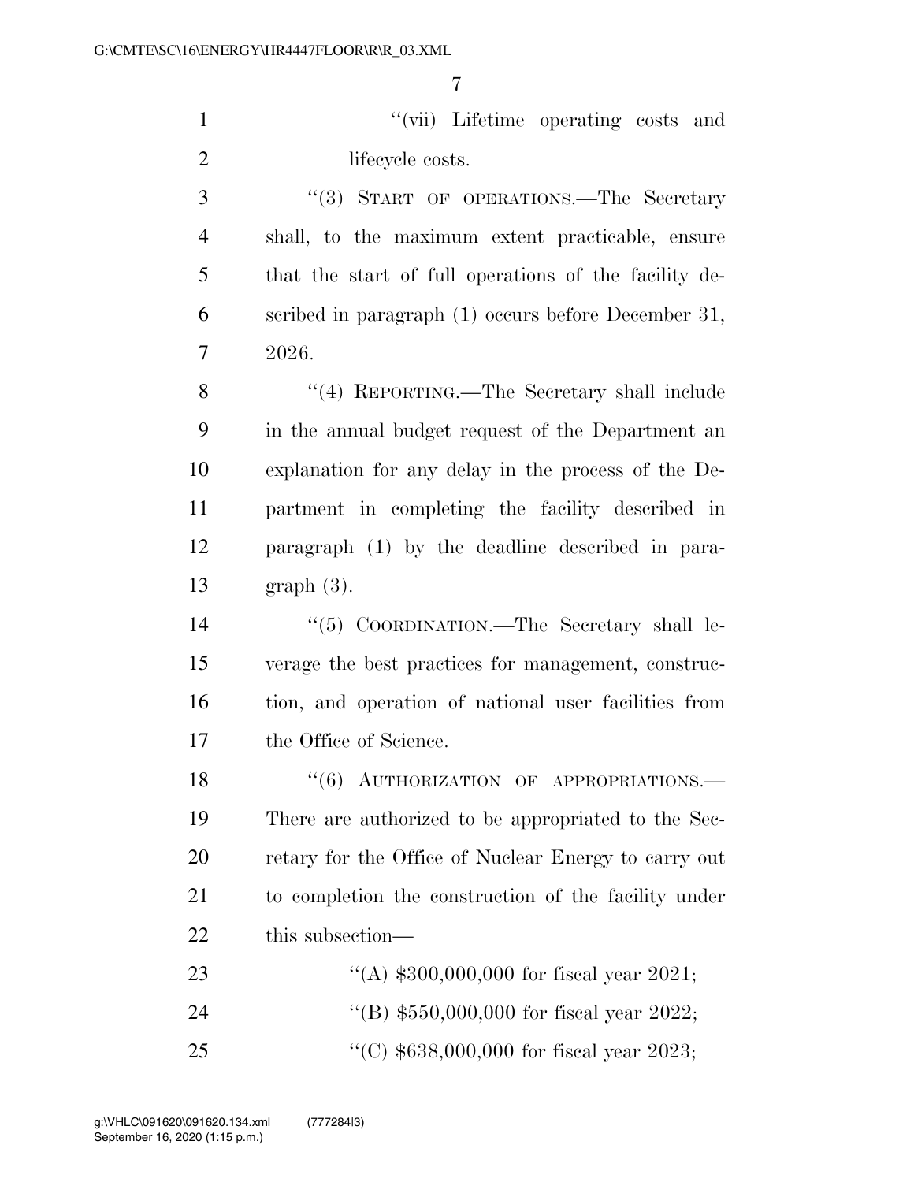"(vii) Lifetime operating costs and lifecycle costs.

"(3) START OF OPERATIONS.—The Secretary shall, to the maximum extent practicable, ensure that the start of full operations of the facility described in paragraph (1) occurs before December 31, 2026.

"(4) REPORTING.—The Secretary shall include in the annual budget request of the Department an explanation for any delay in the process of the Department in completing the facility described in paragraph (1) by the deadline described in paragraph (3).

"(5) COORDINATION.—The Secretary shall leverage the best practices for management, construction, and operation of national user facilities from the Office of Science.

"(6) AUTHORIZATION OF APPROPRIATIONS.—There are authorized to be appropriated to the Secretary for the Office of Nuclear Energy to carry out to completion the construction of the facility under this subsection—

"(A) $300,000,000 for fiscal year 2021;

"(B) $550,000,000 for fiscal year 2022;

"(C) $638,000,000 for fiscal year 2023;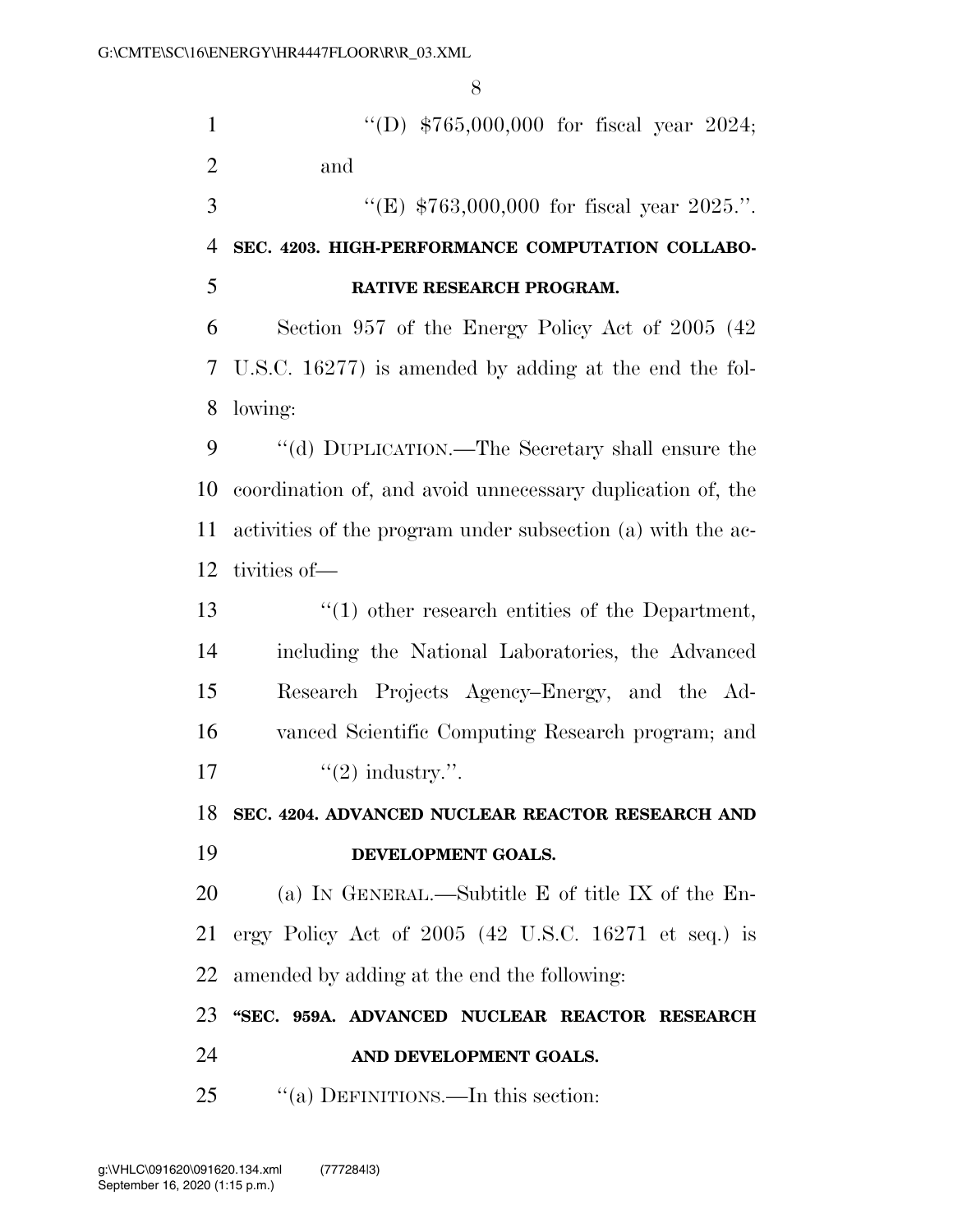''(D) $765,000,000 for fiscal year 2024; and

''(E) $763,000,000 for fiscal year 2025.''.

**SEC. 4203. HIGH-PERFORMANCE COMPUTATION COLLABORATIVE RESEARCH PROGRAM.**

Section 957 of the Energy Policy Act of 2005 (42 U.S.C. 16277) is amended by adding at the end the following:

''(d) DUPLICATION.—The Secretary shall ensure the coordination of, and avoid unnecessary duplication of, the activities of the program under subsection (a) with the activities of—

''(1) other research entities of the Department, including the National Laboratories, the Advanced Research Projects Agency–Energy, and the Advanced Scientific Computing Research program; and

''(2) industry.''.

**SEC. 4204. ADVANCED NUCLEAR REACTOR RESEARCH AND DEVELOPMENT GOALS.**

(a) IN GENERAL.—Subtitle E of title IX of the Energy Policy Act of 2005 (42 U.S.C. 16271 et seq.) is amended by adding at the end the following:

**''SEC. 959A. ADVANCED NUCLEAR REACTOR RESEARCH AND DEVELOPMENT GOALS.**

''(a) DEFINITIONS.—In this section: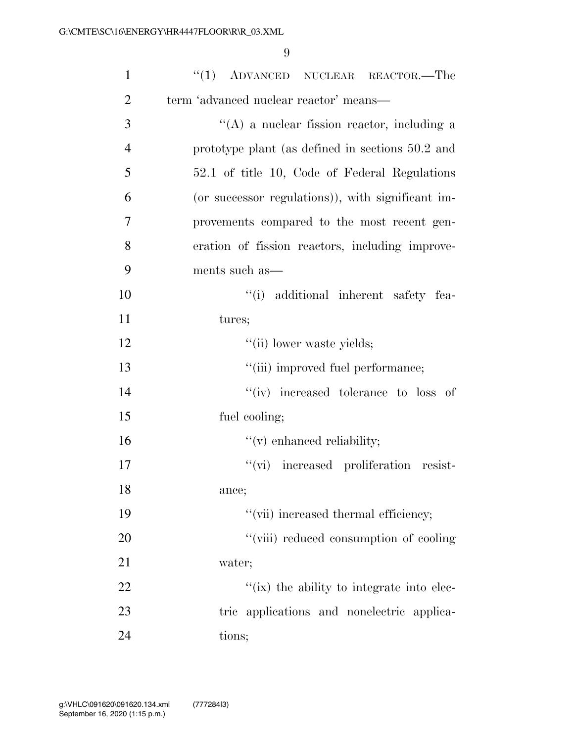"(1) ADVANCED NUCLEAR REACTOR.—The term 'advanced nuclear reactor' means—

"(A) a nuclear fission reactor, including a prototype plant (as defined in sections 50.2 and 52.1 of title 10, Code of Federal Regulations (or successor regulations)), with significant improvements compared to the most recent generation of fission reactors, including improvements such as—

"(i) additional inherent safety features;

"(ii) lower waste yields;

"(iii) improved fuel performance;

"(iv) increased tolerance to loss of fuel cooling;

"(v) enhanced reliability;

"(vi) increased proliferation resistance;

"(vii) increased thermal efficiency;

"(viii) reduced consumption of cooling water;

"(ix) the ability to integrate into electric applications and nonelectric applications;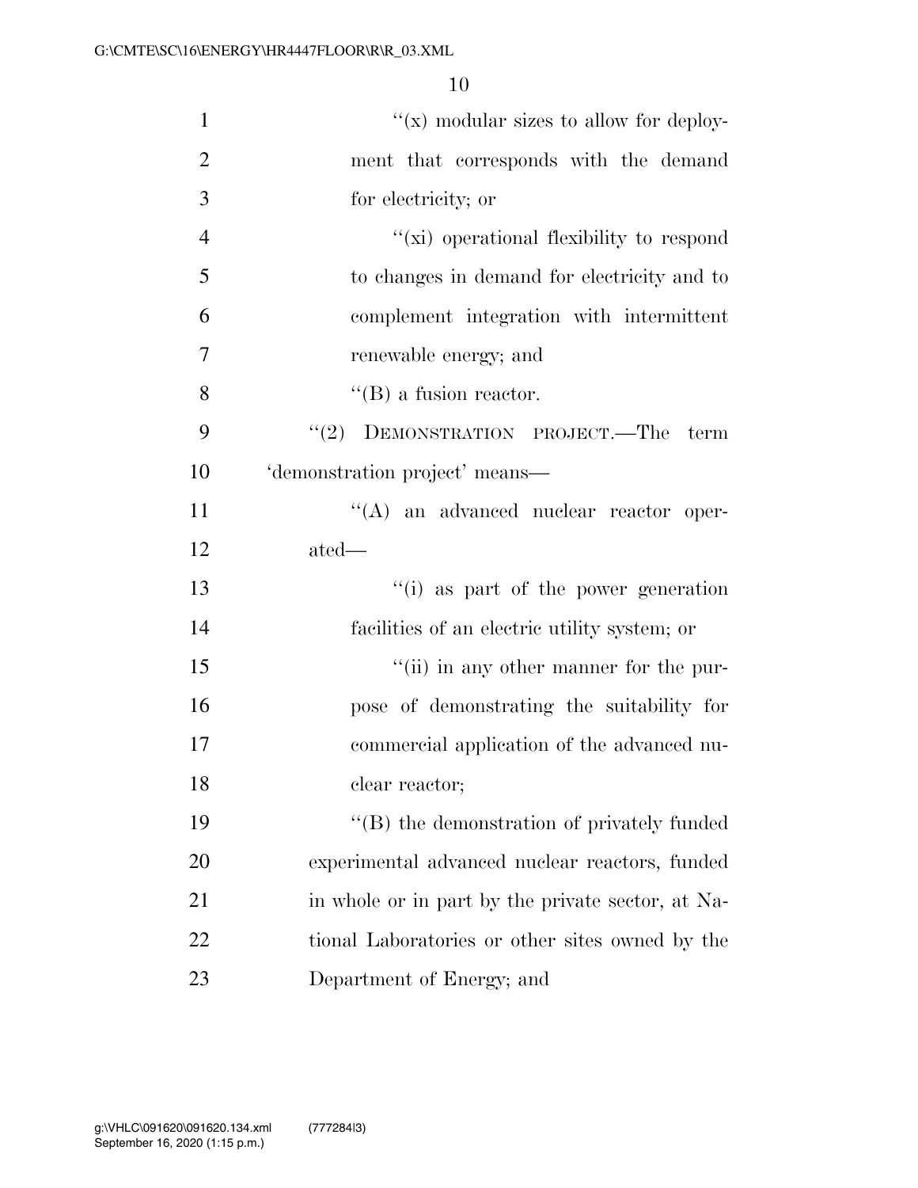''(x) modular sizes to allow for deployment that corresponds with the demand for electricity; or

''(xi) operational flexibility to respond to changes in demand for electricity and to complement integration with intermittent renewable energy; and

''(B) a fusion reactor.

''(2) DEMONSTRATION PROJECT.—The term 'demonstration project' means—

''(A) an advanced nuclear reactor operated—

''(i) as part of the power generation facilities of an electric utility system; or

''(ii) in any other manner for the purpose of demonstrating the suitability for commercial application of the advanced nuclear reactor;

''(B) the demonstration of privately funded experimental advanced nuclear reactors, funded in whole or in part by the private sector, at National Laboratories or other sites owned by the Department of Energy; and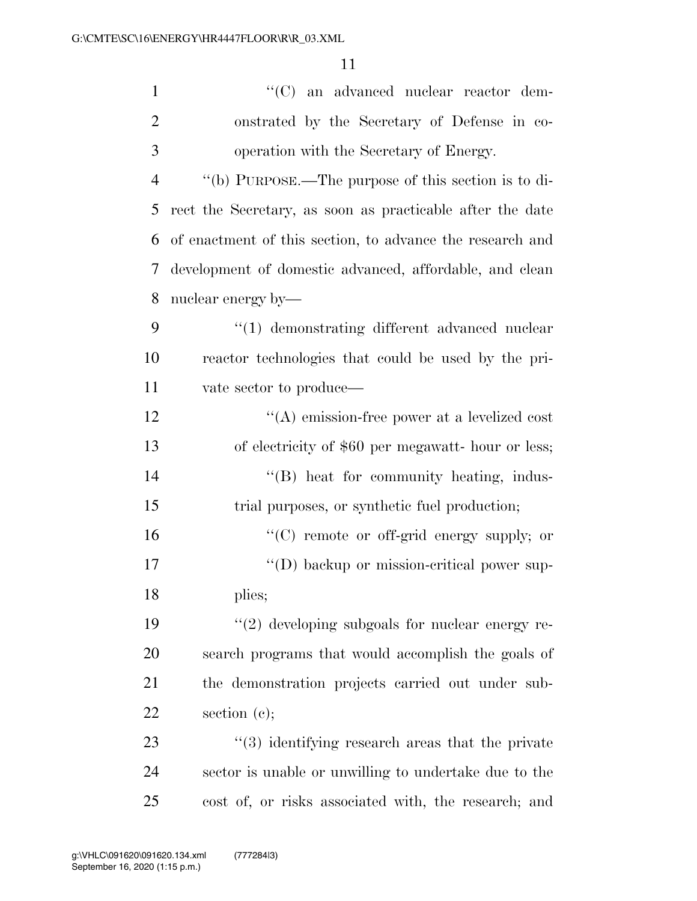''(C) an advanced nuclear reactor demonstrated by the Secretary of Defense in cooperation with the Secretary of Energy.

''(b) PURPOSE.—The purpose of this section is to direct the Secretary, as soon as practicable after the date of enactment of this section, to advance the research and development of domestic advanced, affordable, and clean nuclear energy by—

''(1) demonstrating different advanced nuclear reactor technologies that could be used by the private sector to produce—

''(A) emission-free power at a levelized cost of electricity of $60 per megawatt- hour or less;

''(B) heat for community heating, industrial purposes, or synthetic fuel production;

''(C) remote or off-grid energy supply; or

''(D) backup or mission-critical power supplies;

''(2) developing subgoals for nuclear energy research programs that would accomplish the goals of the demonstration projects carried out under subsection (c);

''(3) identifying research areas that the private sector is unable or unwilling to undertake due to the cost of, or risks associated with, the research; and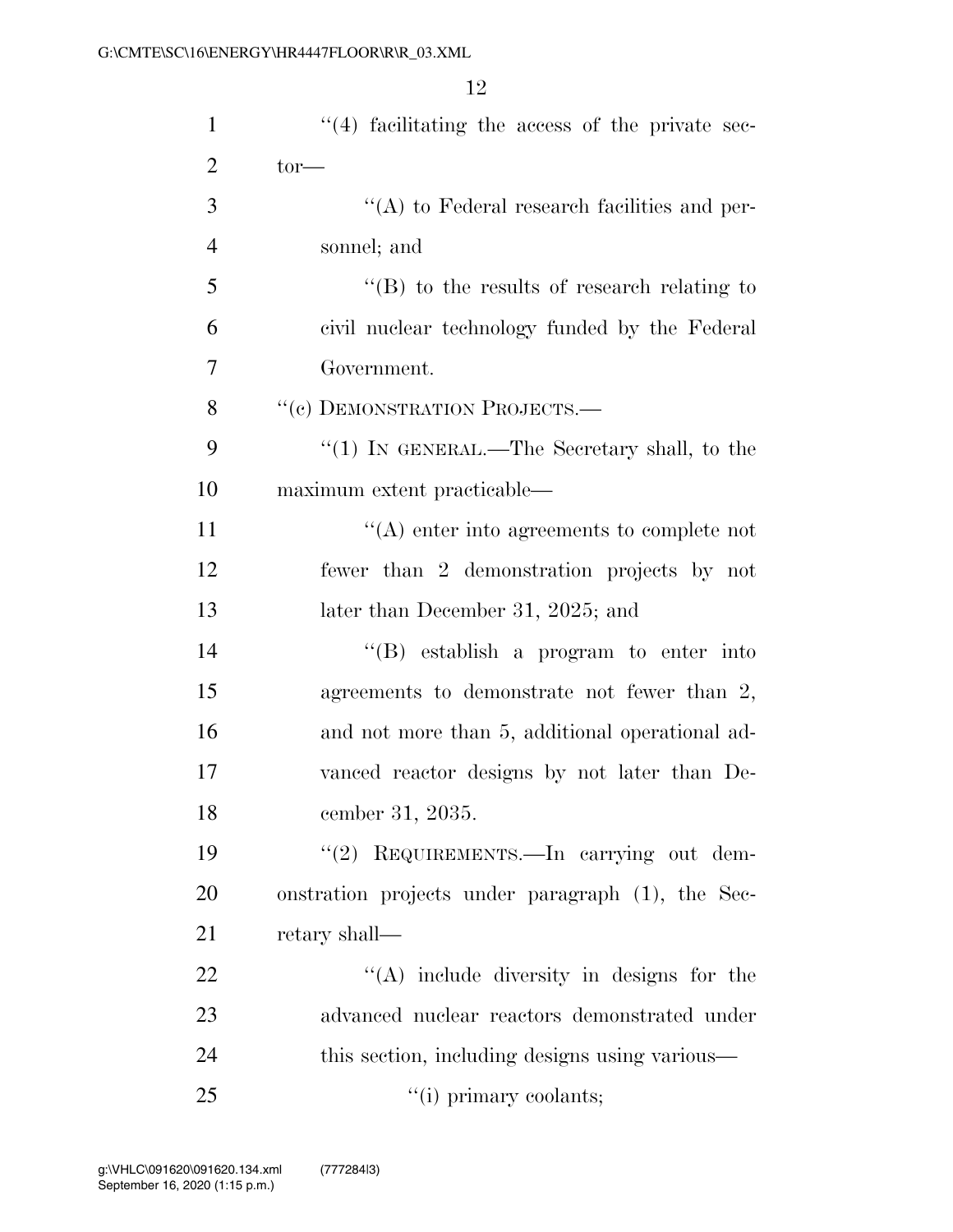"(4) facilitating the access of the private sector—

"(A) to Federal research facilities and personnel; and

"(B) to the results of research relating to civil nuclear technology funded by the Federal Government.

"(c) DEMONSTRATION PROJECTS.—

"(1) IN GENERAL.—The Secretary shall, to the maximum extent practicable—

"(A) enter into agreements to complete not fewer than 2 demonstration projects by not later than December 31, 2025; and

"(B) establish a program to enter into agreements to demonstrate not fewer than 2, and not more than 5, additional operational advanced reactor designs by not later than December 31, 2035.

"(2) REQUIREMENTS.—In carrying out demonstration projects under paragraph (1), the Secretary shall—

"(A) include diversity in designs for the advanced nuclear reactors demonstrated under this section, including designs using various—

"(i) primary coolants;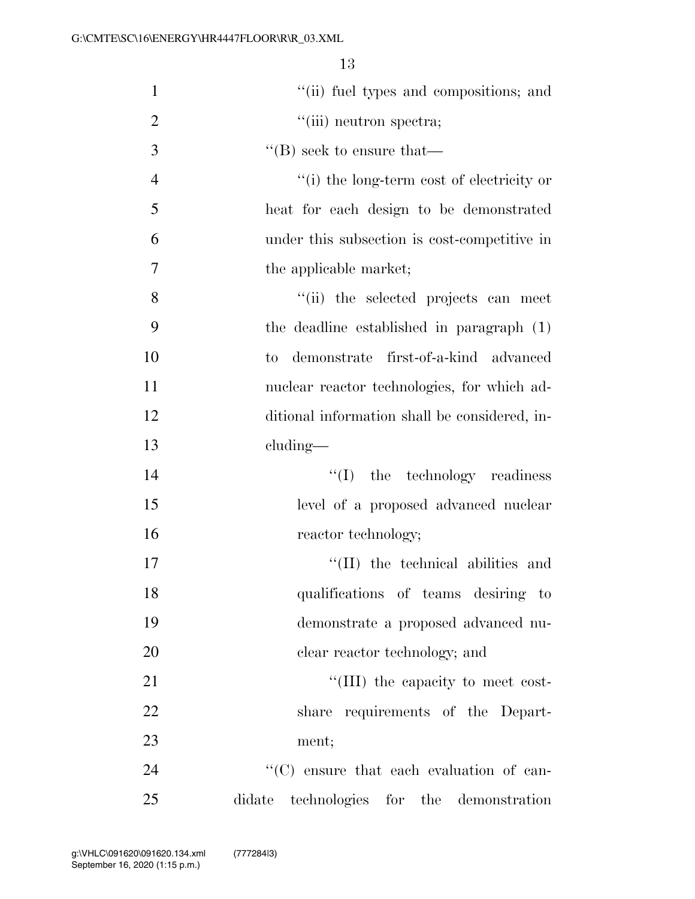''(ii) fuel types and compositions; and

''(iii) neutron spectra;

''(B) seek to ensure that—

''(i) the long-term cost of electricity or heat for each design to be demonstrated under this subsection is cost-competitive in the applicable market;

''(ii) the selected projects can meet the deadline established in paragraph (1) to demonstrate first-of-a-kind advanced nuclear reactor technologies, for which additional information shall be considered, including—

''(I) the technology readiness level of a proposed advanced nuclear reactor technology;

''(II) the technical abilities and qualifications of teams desiring to demonstrate a proposed advanced nuclear reactor technology; and

''(III) the capacity to meet cost-share requirements of the Department;

''(C) ensure that each evaluation of candidate technologies for the demonstration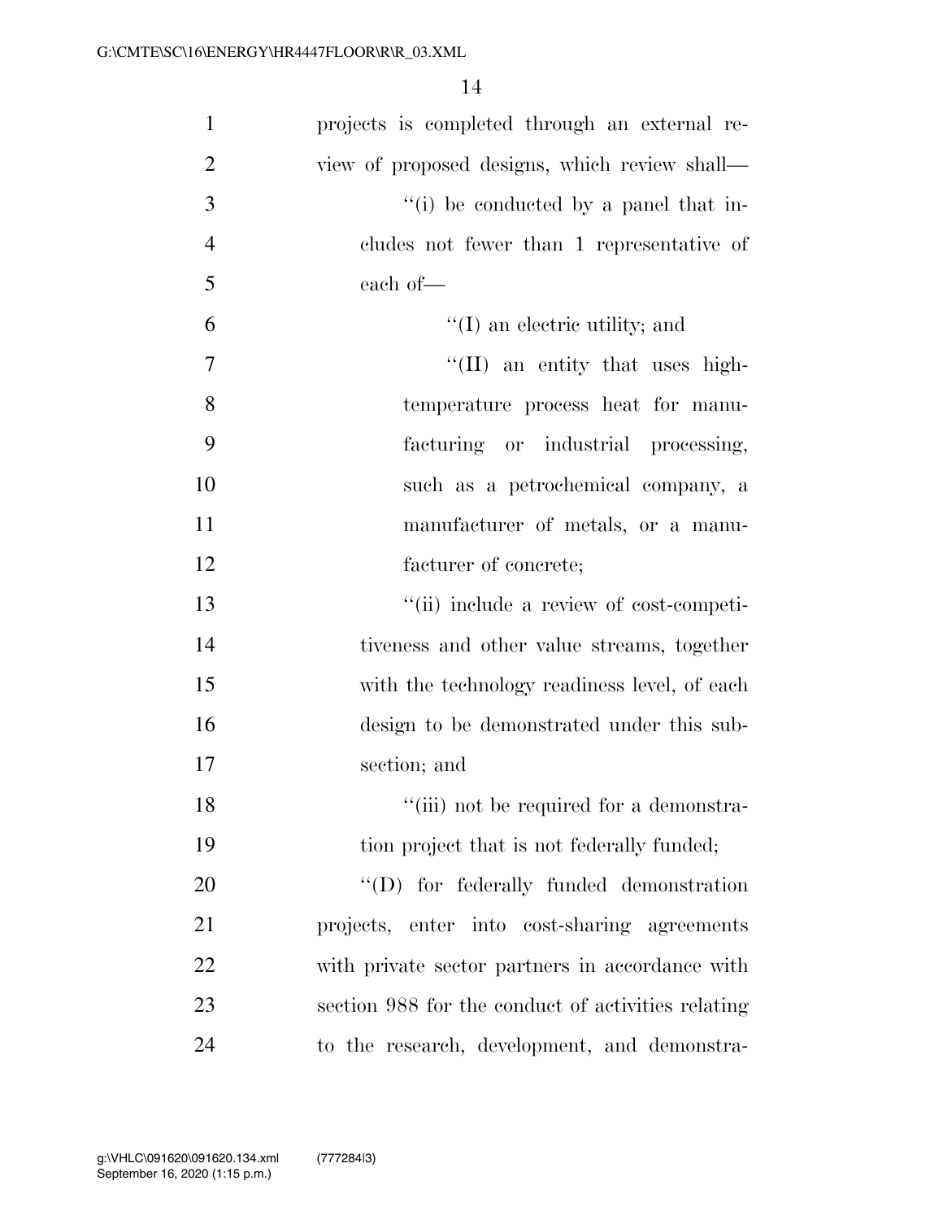projects is completed through an external review of proposed designs, which review shall—

"(i) be conducted by a panel that includes not fewer than 1 representative of each of—

"(I) an electric utility; and

"(II) an entity that uses high-temperature process heat for manufacturing or industrial processing, such as a petrochemical company, a manufacturer of metals, or a manufacturer of concrete;

"(ii) include a review of cost-competitiveness and other value streams, together with the technology readiness level, of each design to be demonstrated under this subsection; and

"(iii) not be required for a demonstration project that is not federally funded;

"(D) for federally funded demonstration projects, enter into cost-sharing agreements with private sector partners in accordance with section 988 for the conduct of activities relating to the research, development, and demonstra-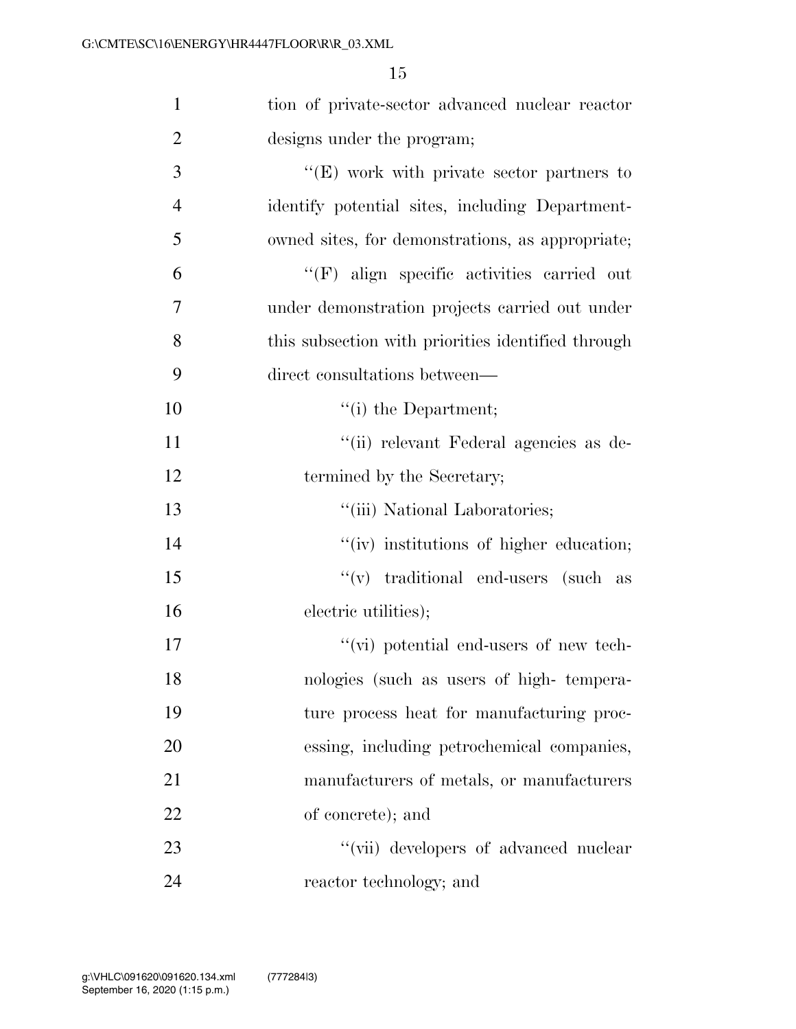tion of private-sector advanced nuclear reactor designs under the program;

''(E) work with private sector partners to identify potential sites, including Department-owned sites, for demonstrations, as appropriate;

''(F) align specific activities carried out under demonstration projects carried out under this subsection with priorities identified through direct consultations between—

''(i) the Department;

''(ii) relevant Federal agencies as determined by the Secretary;

''(iii) National Laboratories;

''(iv) institutions of higher education;

''(v) traditional end-users (such as electric utilities);

''(vi) potential end-users of new technologies (such as users of high- temperature process heat for manufacturing processing, including petrochemical companies, manufacturers of metals, or manufacturers of concrete); and

''(vii) developers of advanced nuclear reactor technology; and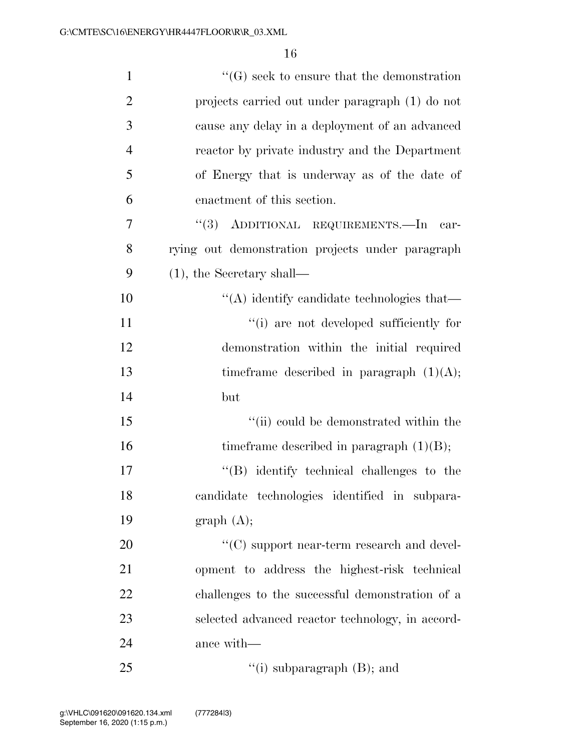"(G) seek to ensure that the demonstration projects carried out under paragraph (1) do not cause any delay in a deployment of an advanced reactor by private industry and the Department of Energy that is underway as of the date of enactment of this section.

"(3) ADDITIONAL REQUIREMENTS.—In carrying out demonstration projects under paragraph (1), the Secretary shall—

"(A) identify candidate technologies that—

"(i) are not developed sufficiently for demonstration within the initial required timeframe described in paragraph (1)(A); but

"(ii) could be demonstrated within the timeframe described in paragraph (1)(B);

"(B) identify technical challenges to the candidate technologies identified in subparagraph (A);

"(C) support near-term research and development to address the highest-risk technical challenges to the successful demonstration of a selected advanced reactor technology, in accordance with—

"(i) subparagraph (B); and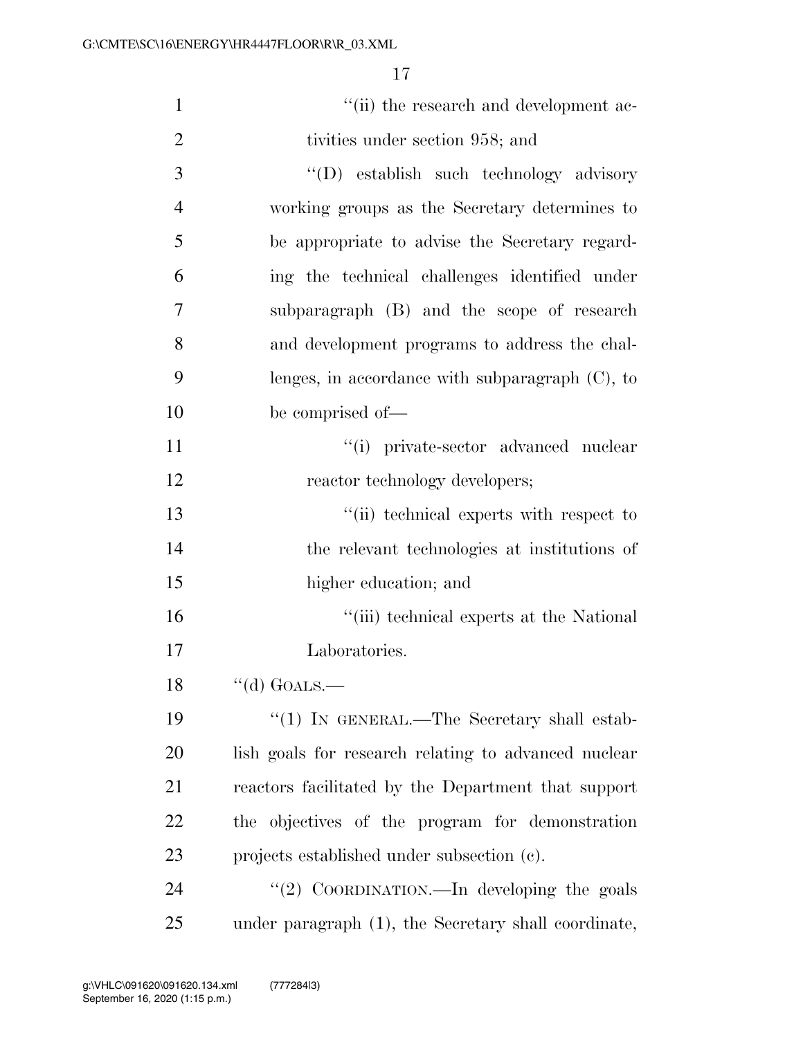''(ii) the research and development activities under section 958; and

''(D) establish such technology advisory working groups as the Secretary determines to be appropriate to advise the Secretary regarding the technical challenges identified under subparagraph (B) and the scope of research and development programs to address the challenges, in accordance with subparagraph (C), to be comprised of—

''(i) private-sector advanced nuclear reactor technology developers;

''(ii) technical experts with respect to the relevant technologies at institutions of higher education; and

''(iii) technical experts at the National Laboratories.

''(d) GOALS.—

''(1) IN GENERAL.—The Secretary shall establish goals for research relating to advanced nuclear reactors facilitated by the Department that support the objectives of the program for demonstration projects established under subsection (c).

''(2) COORDINATION.—In developing the goals under paragraph (1), the Secretary shall coordinate,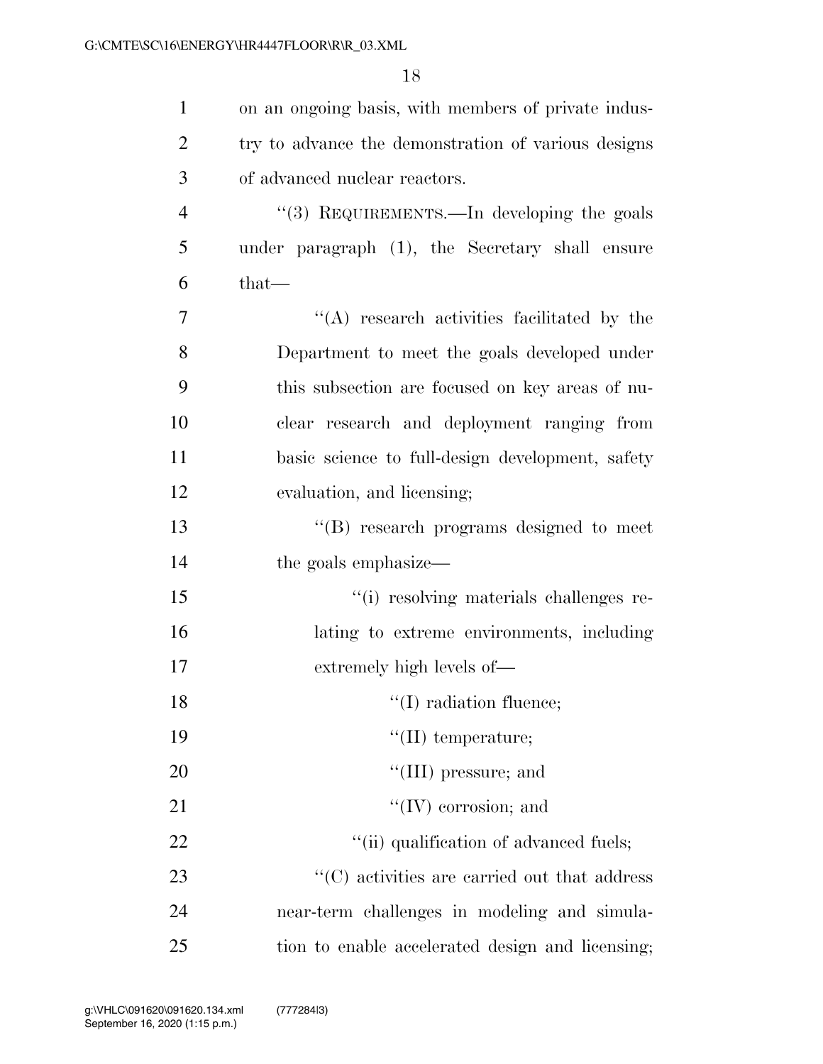on an ongoing basis, with members of private industry to advance the demonstration of various designs of advanced nuclear reactors.

"(3) REQUIREMENTS.—In developing the goals under paragraph (1), the Secretary shall ensure that—

"(A) research activities facilitated by the Department to meet the goals developed under this subsection are focused on key areas of nuclear research and deployment ranging from basic science to full-design development, safety evaluation, and licensing;

"(B) research programs designed to meet the goals emphasize—

"(i) resolving materials challenges relating to extreme environments, including extremely high levels of—

"(I) radiation fluence;

"(II) temperature;

"(III) pressure; and

"(IV) corrosion; and

"(ii) qualification of advanced fuels;

"(C) activities are carried out that address near-term challenges in modeling and simulation to enable accelerated design and licensing;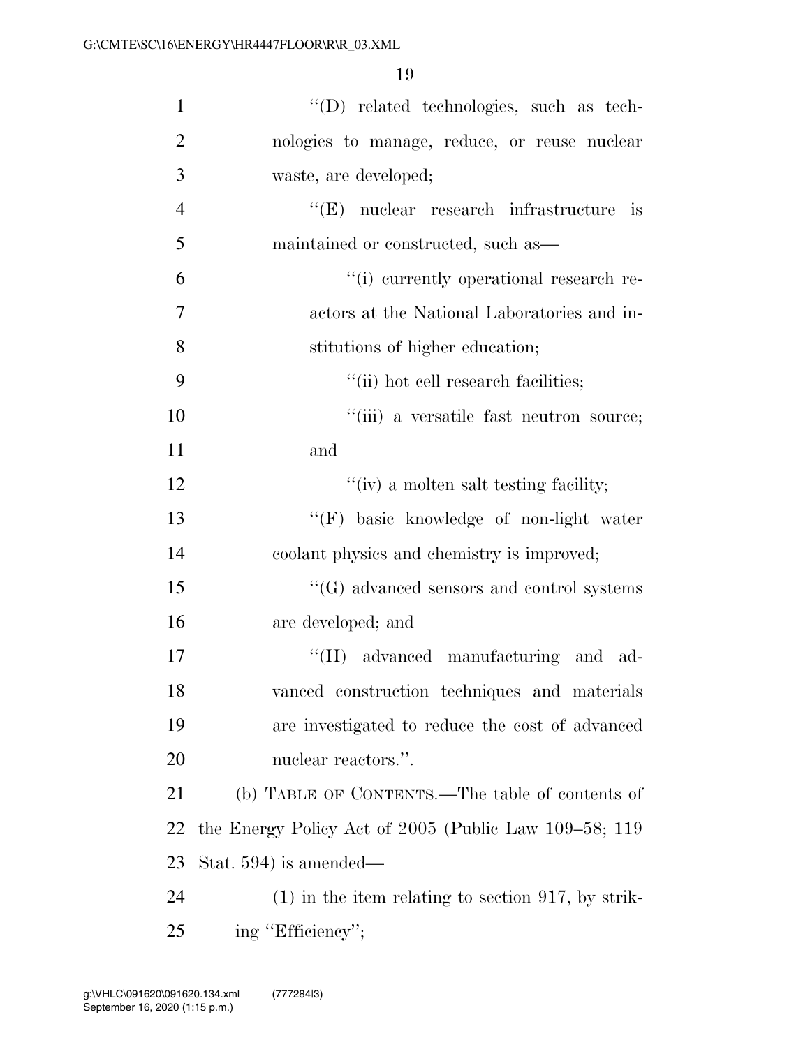''(D) related technologies, such as technologies to manage, reduce, or reuse nuclear waste, are developed;

''(E) nuclear research infrastructure is maintained or constructed, such as—

''(i) currently operational research reactors at the National Laboratories and institutions of higher education;

''(ii) hot cell research facilities;

''(iii) a versatile fast neutron source; and

''(iv) a molten salt testing facility;

''(F) basic knowledge of non-light water coolant physics and chemistry is improved;

''(G) advanced sensors and control systems are developed; and

''(H) advanced manufacturing and advanced construction techniques and materials are investigated to reduce the cost of advanced nuclear reactors.''.

(b) TABLE OF CONTENTS.—The table of contents of the Energy Policy Act of 2005 (Public Law 109–58; 119 Stat. 594) is amended—

(1) in the item relating to section 917, by striking ''Efficiency'';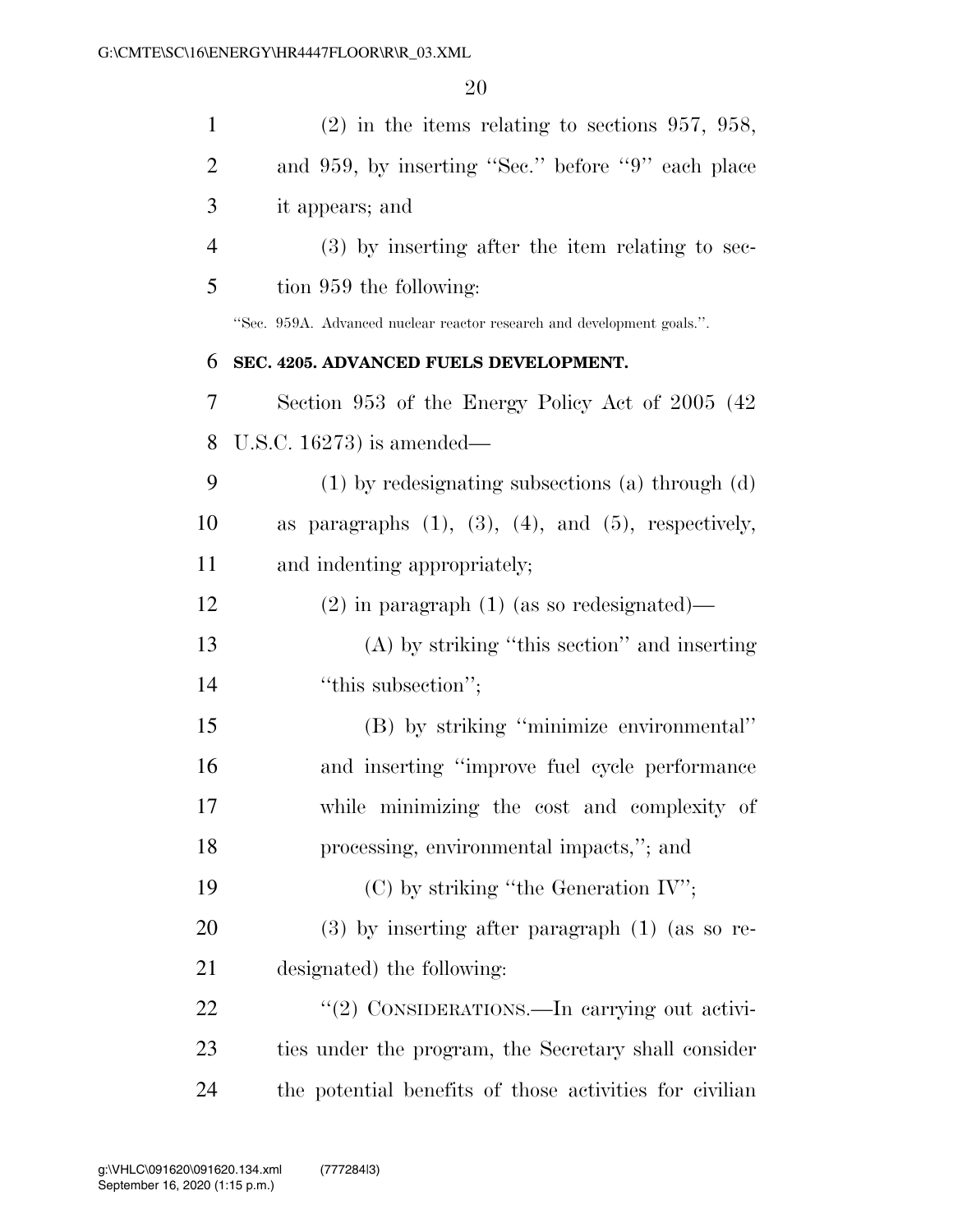(2) in the items relating to sections 957, 958, and 959, by inserting "Sec." before "9" each place it appears; and

(3) by inserting after the item relating to section 959 the following:

"Sec. 959A. Advanced nuclear reactor research and development goals.".

**SEC. 4205. ADVANCED FUELS DEVELOPMENT.**

Section 953 of the Energy Policy Act of 2005 (42 U.S.C. 16273) is amended—

(1) by redesignating subsections (a) through (d) as paragraphs (1), (3), (4), and (5), respectively, and indenting appropriately;

(2) in paragraph (1) (as so redesignated)—

(A) by striking "this section" and inserting "this subsection";

(B) by striking "minimize environmental" and inserting "improve fuel cycle performance while minimizing the cost and complexity of processing, environmental impacts,"; and

(C) by striking "the Generation IV";

(3) by inserting after paragraph (1) (as so redesignated) the following:

"(2) CONSIDERATIONS.—In carrying out activities under the program, the Secretary shall consider the potential benefits of those activities for civilian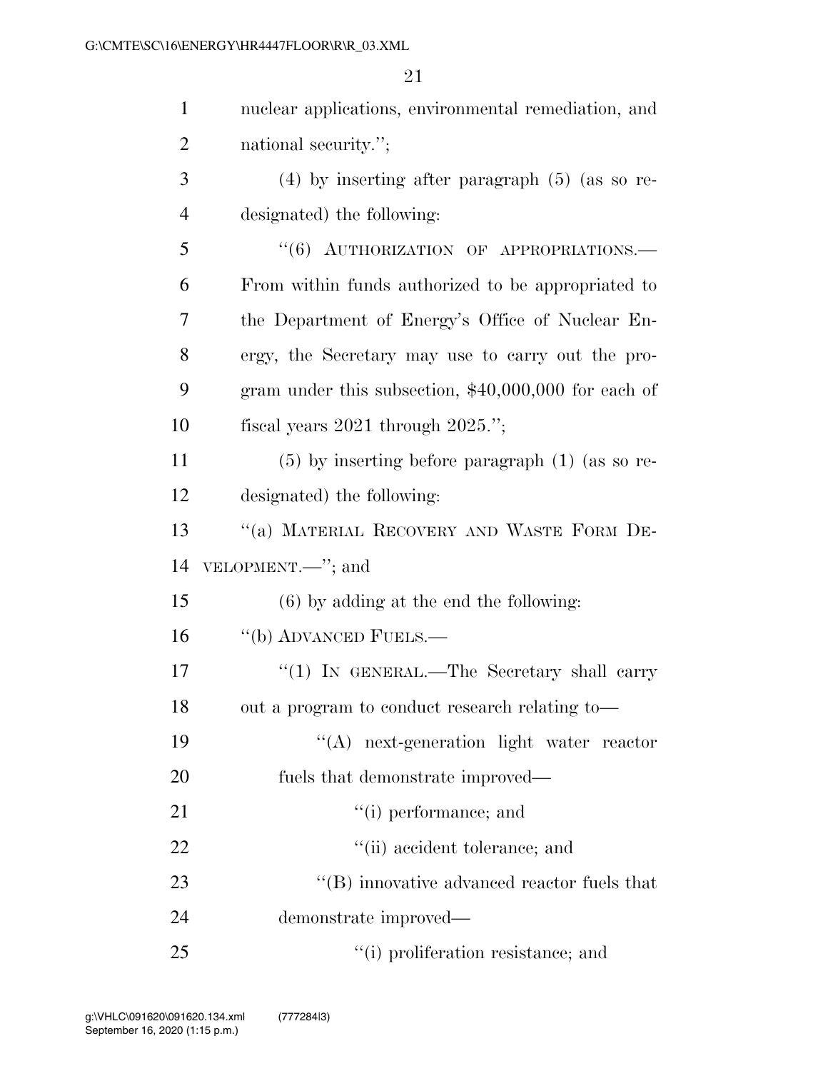nuclear applications, environmental remediation, and national security.'';

(4) by inserting after paragraph (5) (as so redesignated) the following:

``(6) AUTHORIZATION OF APPROPRIATIONS.—From within funds authorized to be appropriated to the Department of Energy's Office of Nuclear Energy, the Secretary may use to carry out the program under this subsection, $40,000,000 for each of fiscal years 2021 through 2025.'';

(5) by inserting before paragraph (1) (as so redesignated) the following:

``(a) MATERIAL RECOVERY AND WASTE FORM DEVELOPMENT.—''; and

(6) by adding at the end the following:

``(b) ADVANCED FUELS.—

``(1) IN GENERAL.—The Secretary shall carry out a program to conduct research relating to—

``(A) next-generation light water reactor fuels that demonstrate improved—

``(i) performance; and

``(ii) accident tolerance; and

``(B) innovative advanced reactor fuels that demonstrate improved—

``(i) proliferation resistance; and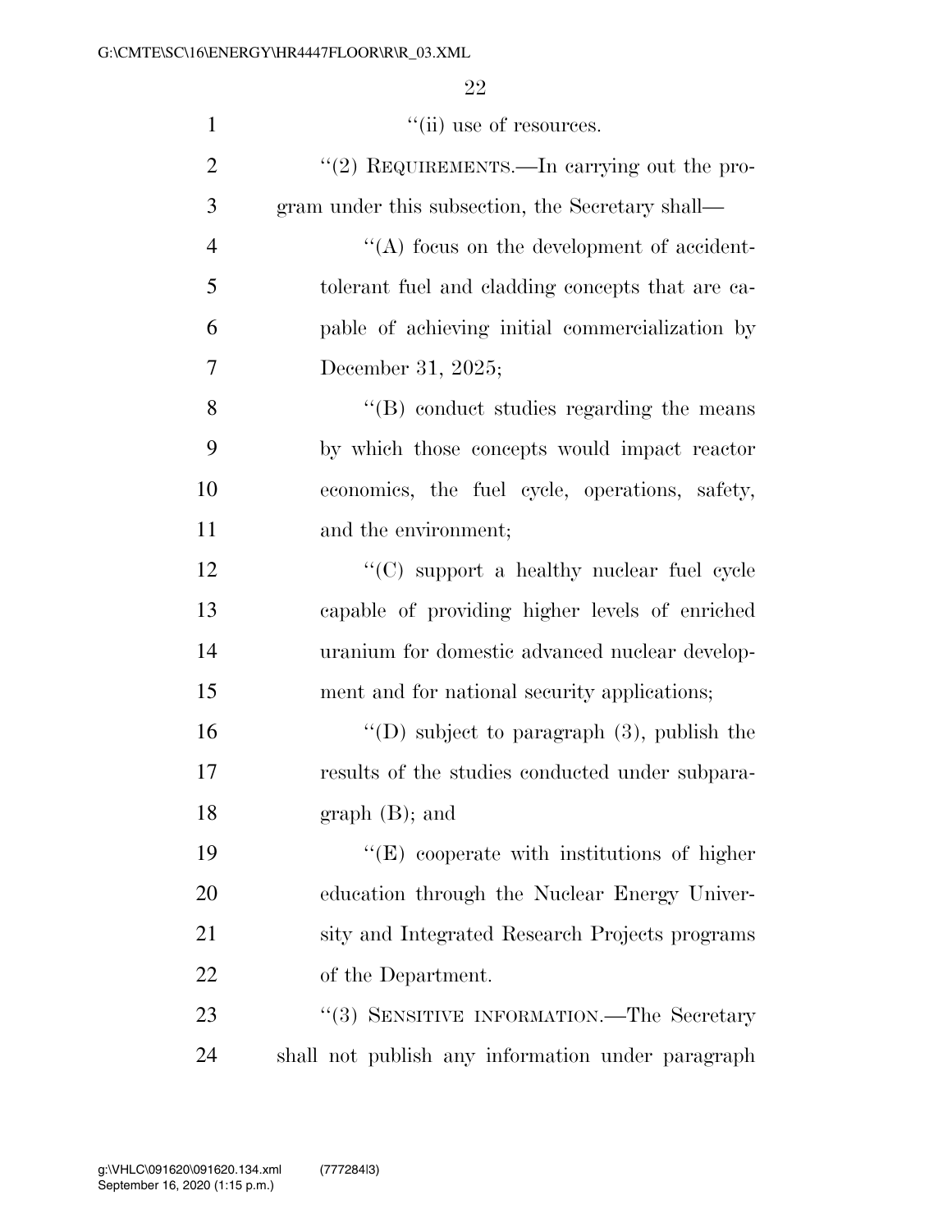"(ii) use of resources.

"(2) REQUIREMENTS.—In carrying out the program under this subsection, the Secretary shall—

"(A) focus on the development of accident-tolerant fuel and cladding concepts that are capable of achieving initial commercialization by December 31, 2025;

"(B) conduct studies regarding the means by which those concepts would impact reactor economics, the fuel cycle, operations, safety, and the environment;

"(C) support a healthy nuclear fuel cycle capable of providing higher levels of enriched uranium for domestic advanced nuclear development and for national security applications;

"(D) subject to paragraph (3), publish the results of the studies conducted under subparagraph (B); and

"(E) cooperate with institutions of higher education through the Nuclear Energy University and Integrated Research Projects programs of the Department.

"(3) SENSITIVE INFORMATION.—The Secretary shall not publish any information under paragraph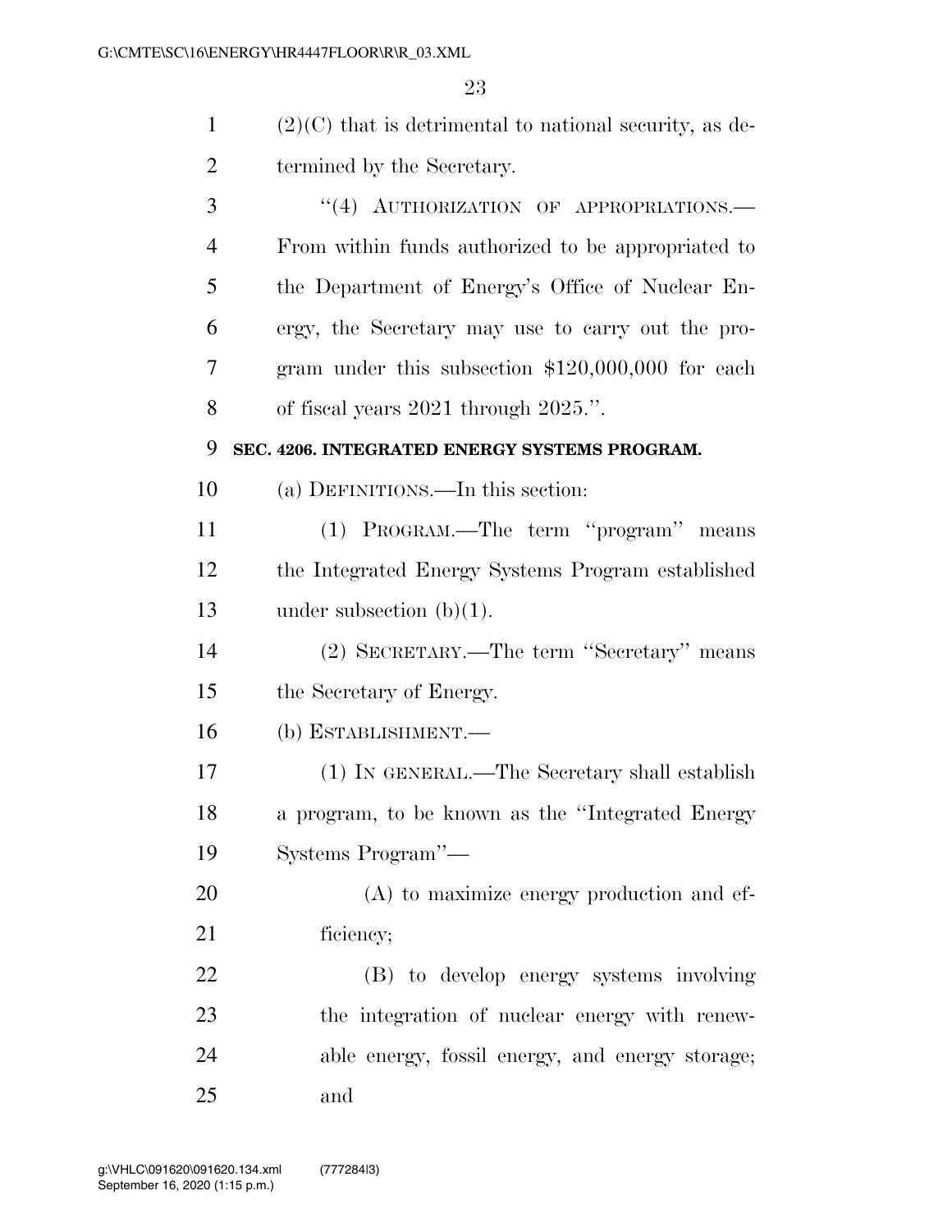(2)(C) that is detrimental to national security, as determined by the Secretary.

"(4) AUTHORIZATION OF APPROPRIATIONS.—From within funds authorized to be appropriated to the Department of Energy's Office of Nuclear Energy, the Secretary may use to carry out the program under this subsection $120,000,000 for each of fiscal years 2021 through 2025.".

**SEC. 4206. INTEGRATED ENERGY SYSTEMS PROGRAM.**

(a) DEFINITIONS.—In this section:

(1) PROGRAM.—The term "program" means the Integrated Energy Systems Program established under subsection (b)(1).

(2) SECRETARY.—The term "Secretary" means the Secretary of Energy.

(b) ESTABLISHMENT.—

(1) IN GENERAL.—The Secretary shall establish a program, to be known as the "Integrated Energy Systems Program"—

(A) to maximize energy production and efficiency;

(B) to develop energy systems involving the integration of nuclear energy with renewable energy, fossil energy, and energy storage; and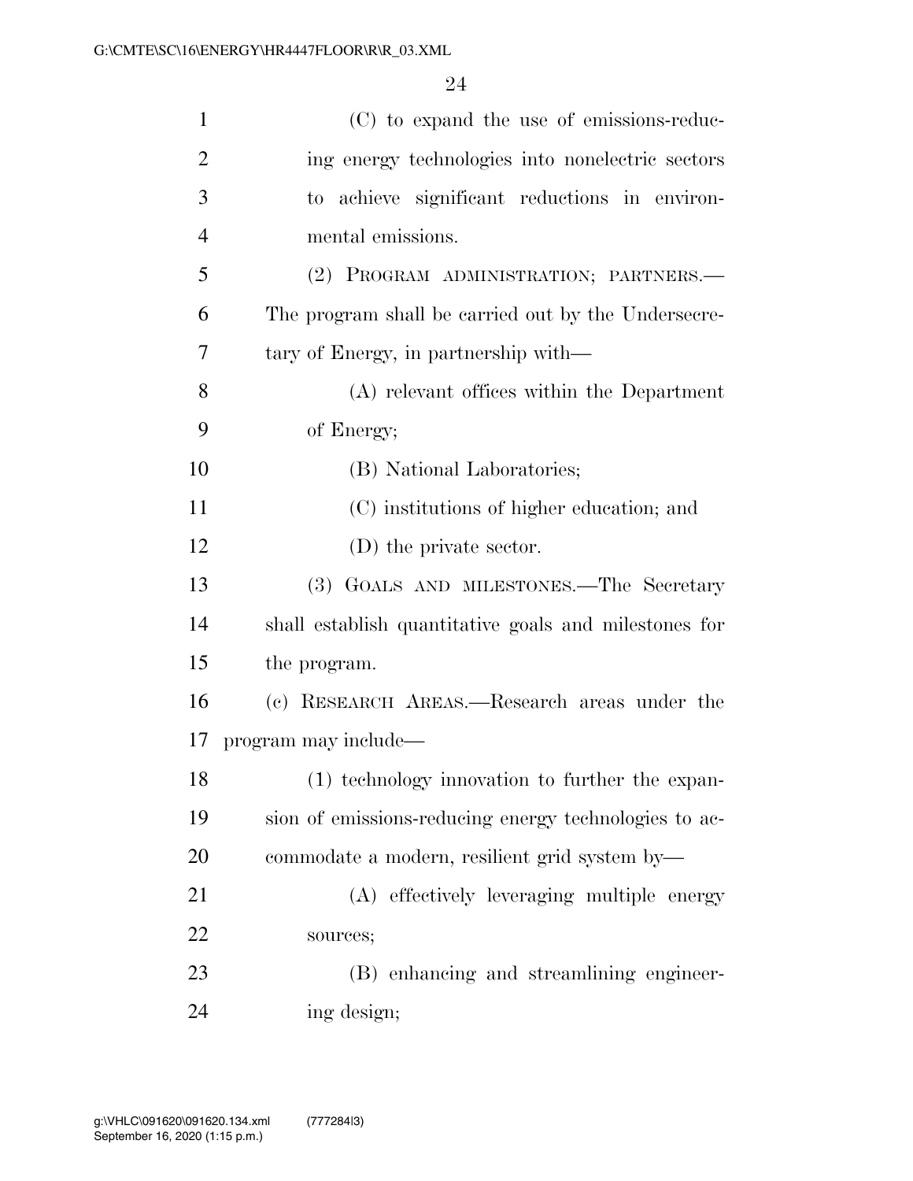(C) to expand the use of emissions-reducing energy technologies into nonelectric sectors to achieve significant reductions in environmental emissions.

(2) PROGRAM ADMINISTRATION; PARTNERS.—The program shall be carried out by the Undersecretary of Energy, in partnership with—

(A) relevant offices within the Department of Energy;

(B) National Laboratories;

(C) institutions of higher education; and

(D) the private sector.

(3) GOALS AND MILESTONES.—The Secretary shall establish quantitative goals and milestones for the program.

(c) RESEARCH AREAS.—Research areas under the program may include—

(1) technology innovation to further the expansion of emissions-reducing energy technologies to accommodate a modern, resilient grid system by—

(A) effectively leveraging multiple energy sources;

(B) enhancing and streamlining engineering design;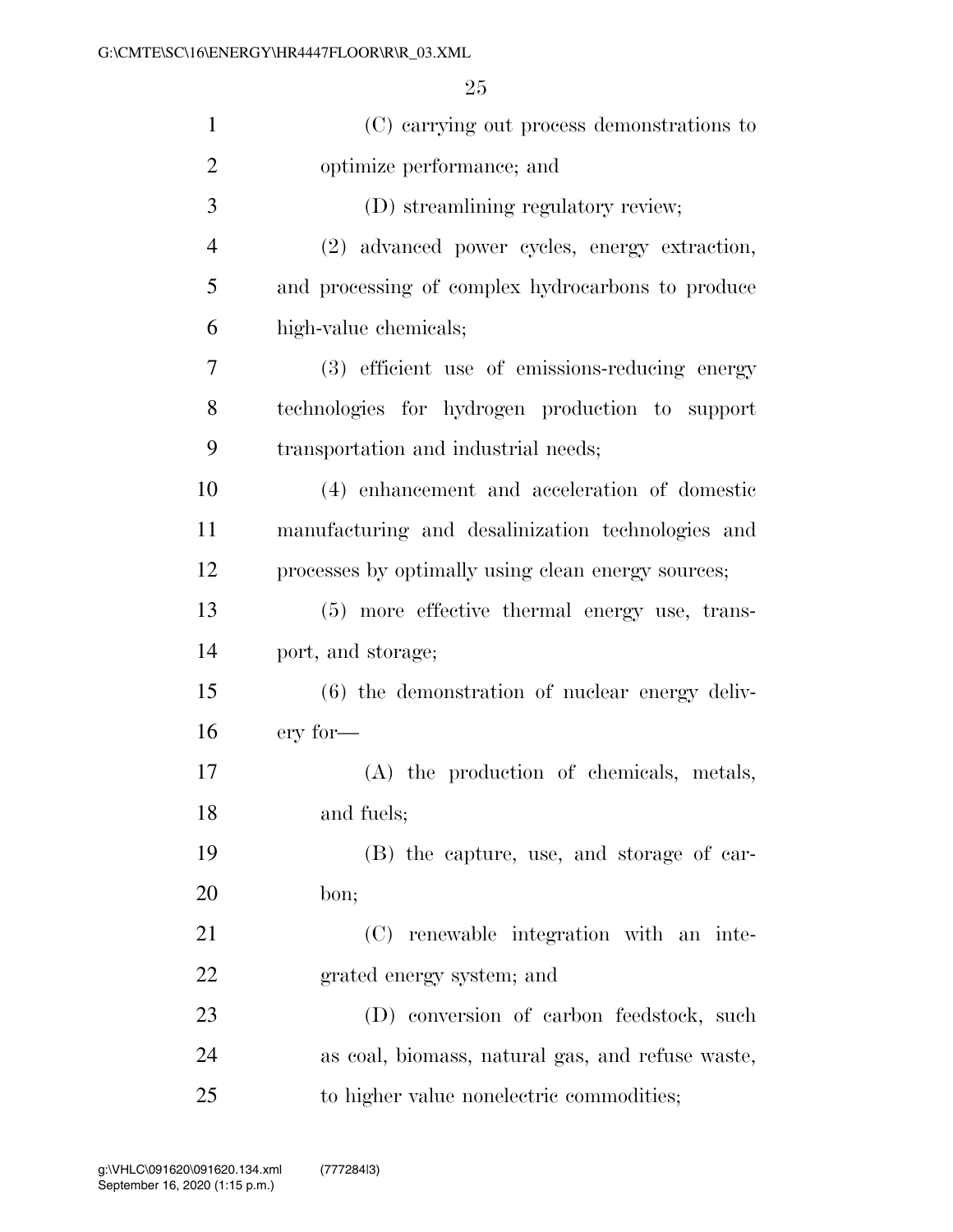(C) carrying out process demonstrations to optimize performance; and

(D) streamlining regulatory review;

(2) advanced power cycles, energy extraction, and processing of complex hydrocarbons to produce high-value chemicals;

(3) efficient use of emissions-reducing energy technologies for hydrogen production to support transportation and industrial needs;

(4) enhancement and acceleration of domestic manufacturing and desalinization technologies and processes by optimally using clean energy sources;

(5) more effective thermal energy use, transport, and storage;

(6) the demonstration of nuclear energy delivery for—

(A) the production of chemicals, metals, and fuels;

(B) the capture, use, and storage of carbon;

(C) renewable integration with an integrated energy system; and

(D) conversion of carbon feedstock, such as coal, biomass, natural gas, and refuse waste, to higher value nonelectric commodities;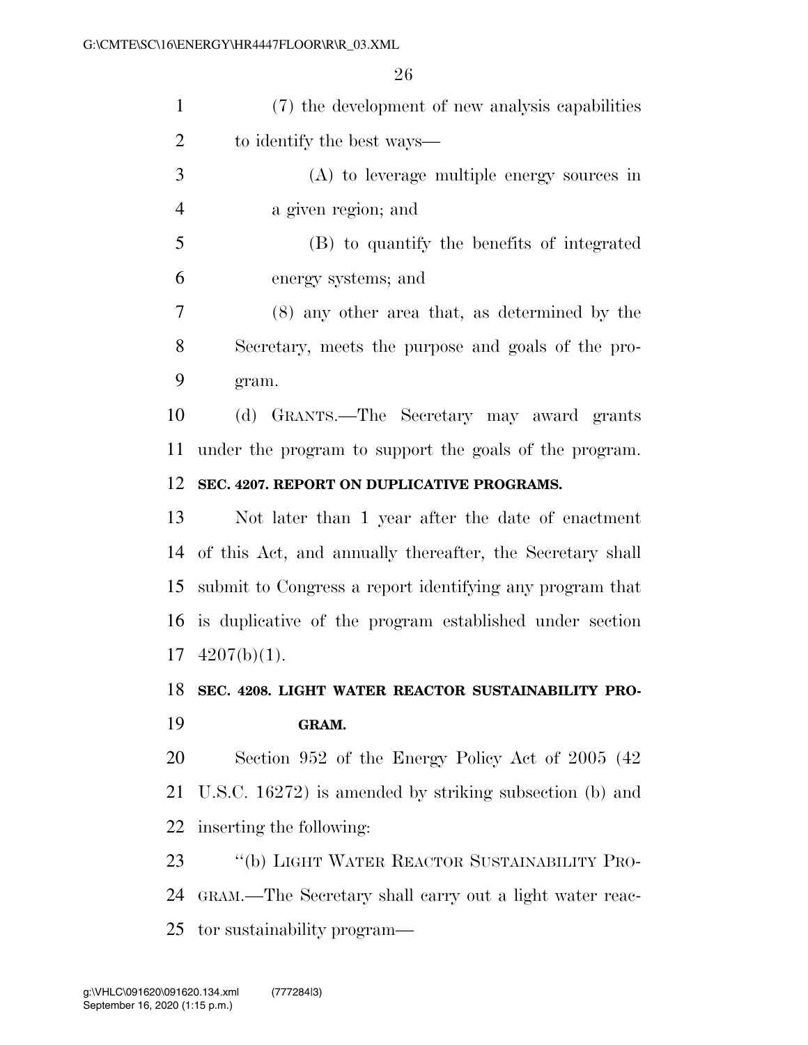(7) the development of new analysis capabilities to identify the best ways—

(A) to leverage multiple energy sources in a given region; and

(B) to quantify the benefits of integrated energy systems; and

(8) any other area that, as determined by the Secretary, meets the purpose and goals of the program.

(d) GRANTS.—The Secretary may award grants under the program to support the goals of the program.

**SEC. 4207. REPORT ON DUPLICATIVE PROGRAMS.**

Not later than 1 year after the date of enactment of this Act, and annually thereafter, the Secretary shall submit to Congress a report identifying any program that is duplicative of the program established under section 4207(b)(1).

**SEC. 4208. LIGHT WATER REACTOR SUSTAINABILITY PROGRAM.**

Section 952 of the Energy Policy Act of 2005 (42 U.S.C. 16272) is amended by striking subsection (b) and inserting the following:

"(b) LIGHT WATER REACTOR SUSTAINABILITY PROGRAM.—The Secretary shall carry out a light water reactor sustainability program—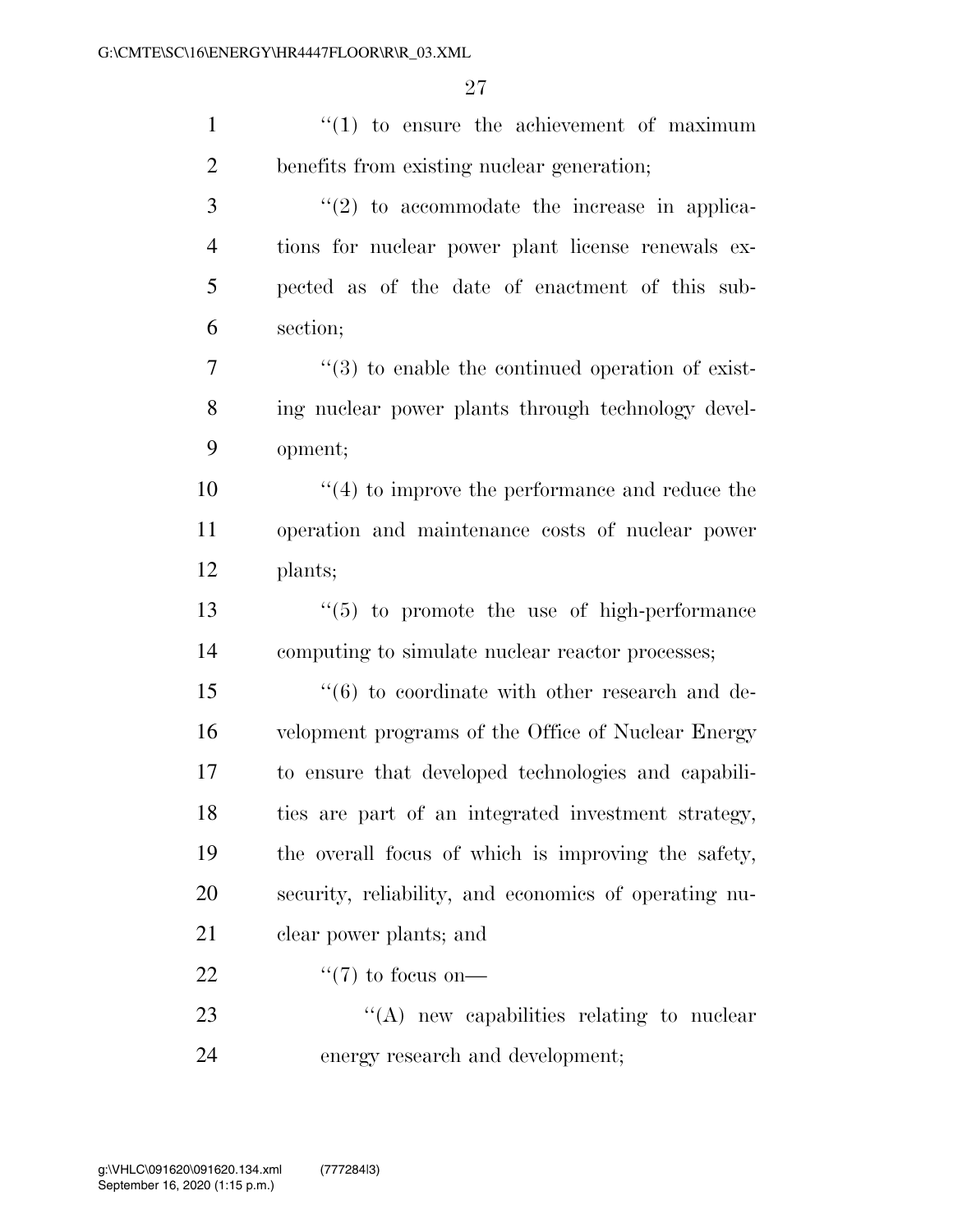''(1) to ensure the achievement of maximum benefits from existing nuclear generation;

''(2) to accommodate the increase in applications for nuclear power plant license renewals expected as of the date of enactment of this subsection;

''(3) to enable the continued operation of existing nuclear power plants through technology development;

''(4) to improve the performance and reduce the operation and maintenance costs of nuclear power plants;

''(5) to promote the use of high-performance computing to simulate nuclear reactor processes;

''(6) to coordinate with other research and development programs of the Office of Nuclear Energy to ensure that developed technologies and capabilities are part of an integrated investment strategy, the overall focus of which is improving the safety, security, reliability, and economics of operating nuclear power plants; and

''(7) to focus on—

''(A) new capabilities relating to nuclear energy research and development;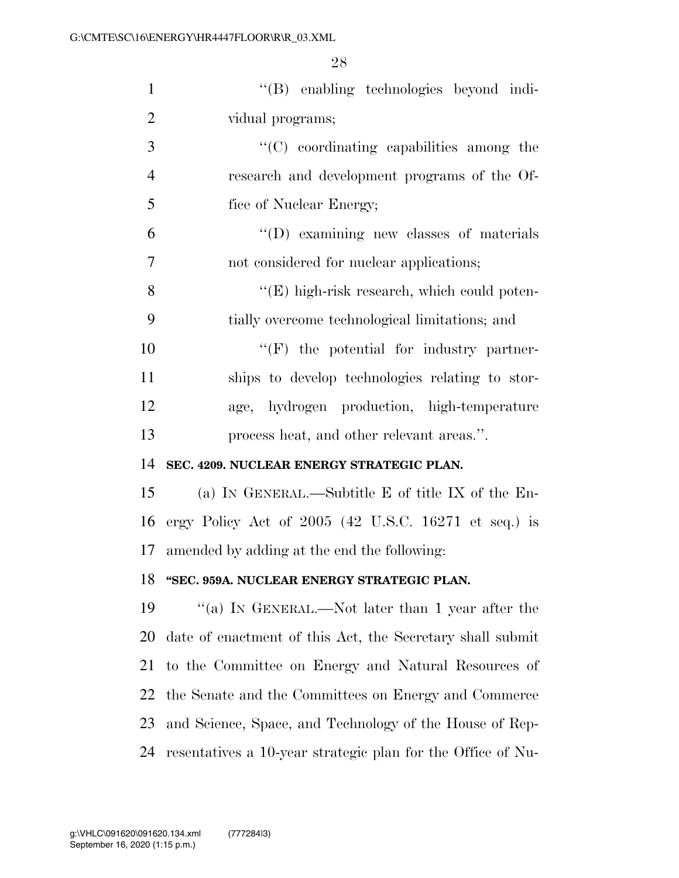"(B) enabling technologies beyond individual programs;

"(C) coordinating capabilities among the research and development programs of the Office of Nuclear Energy;

"(D) examining new classes of materials not considered for nuclear applications;

"(E) high-risk research, which could potentially overcome technological limitations; and

"(F) the potential for industry partnerships to develop technologies relating to storage, hydrogen production, high-temperature process heat, and other relevant areas.".

**SEC. 4209. NUCLEAR ENERGY STRATEGIC PLAN.**

(a) IN GENERAL.—Subtitle E of title IX of the Energy Policy Act of 2005 (42 U.S.C. 16271 et seq.) is amended by adding at the end the following:

**"SEC. 959A. NUCLEAR ENERGY STRATEGIC PLAN.**

"(a) IN GENERAL.—Not later than 1 year after the date of enactment of this Act, the Secretary shall submit to the Committee on Energy and Natural Resources of the Senate and the Committees on Energy and Commerce and Science, Space, and Technology of the House of Representatives a 10-year strategic plan for the Office of Nu-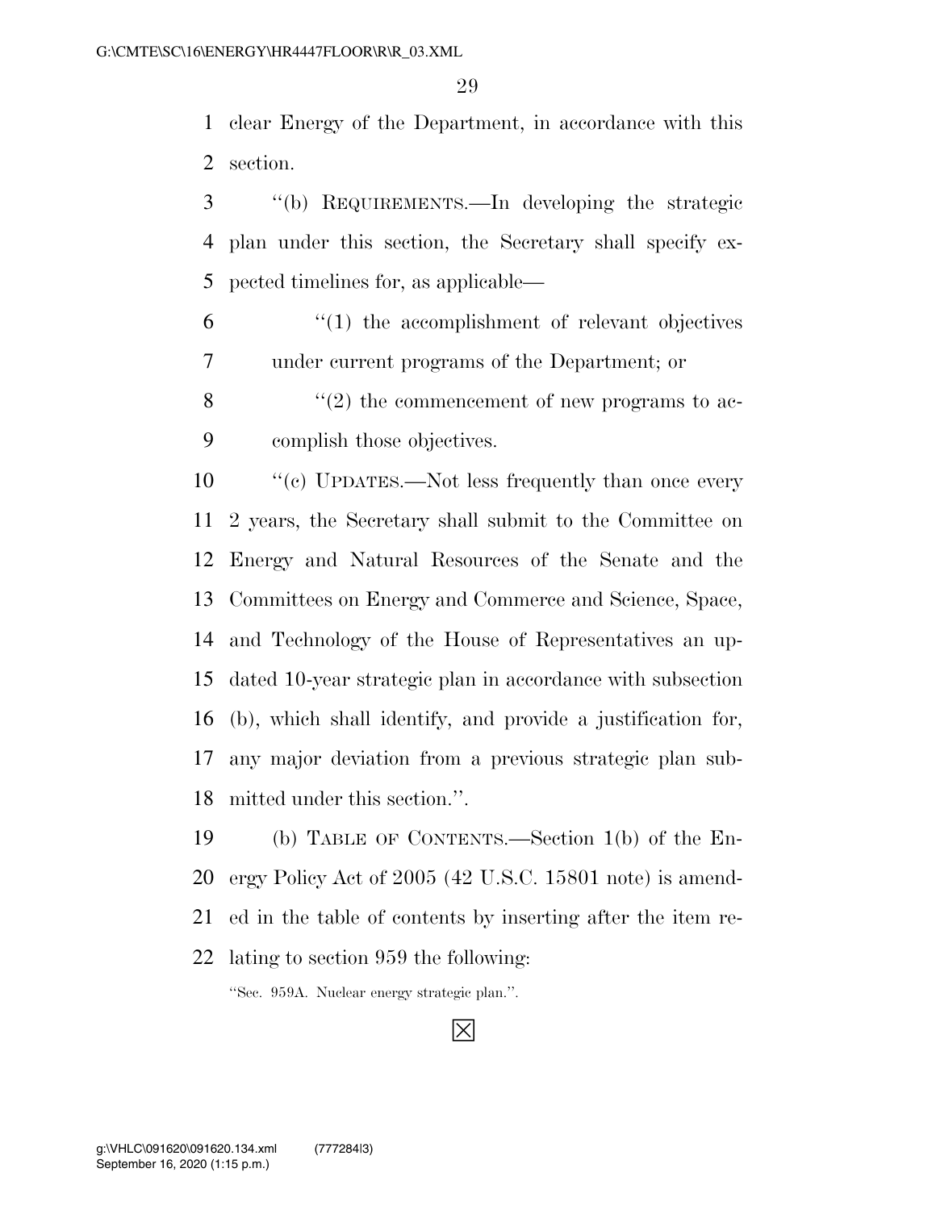clear Energy of the Department, in accordance with this section.

"(b) REQUIREMENTS.—In developing the strategic plan under this section, the Secretary shall specify expected timelines for, as applicable—

"(1) the accomplishment of relevant objectives under current programs of the Department; or

"(2) the commencement of new programs to accomplish those objectives.

"(c) UPDATES.—Not less frequently than once every 2 years, the Secretary shall submit to the Committee on Energy and Natural Resources of the Senate and the Committees on Energy and Commerce and Science, Space, and Technology of the House of Representatives an updated 10-year strategic plan in accordance with subsection (b), which shall identify, and provide a justification for, any major deviation from a previous strategic plan submitted under this section.".

(b) TABLE OF CONTENTS.—Section 1(b) of the Energy Policy Act of 2005 (42 U.S.C. 15801 note) is amended in the table of contents by inserting after the item relating to section 959 the following:

"Sec. 959A. Nuclear energy strategic plan.".